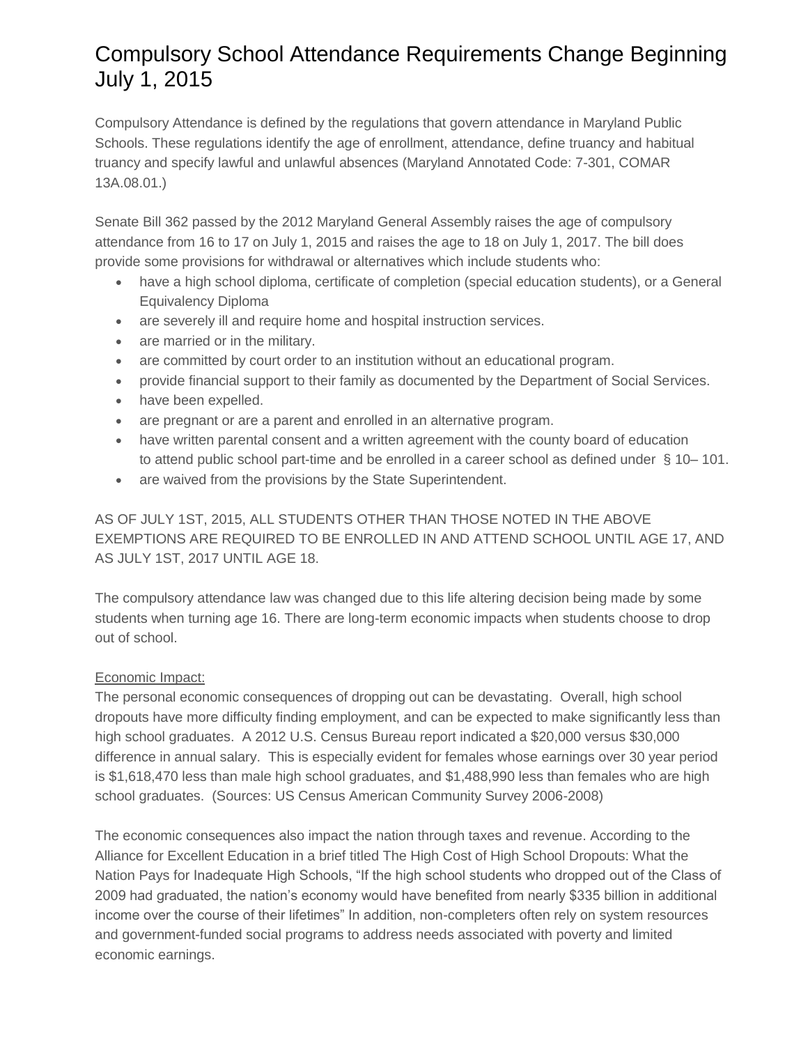# Compulsory School Attendance Requirements Change Beginning July 1, 2015

Compulsory Attendance is defined by the regulations that govern attendance in Maryland Public Schools. These regulations identify the age of enrollment, attendance, define truancy and habitual truancy and specify lawful and unlawful absences (Maryland Annotated Code: 7-301, COMAR 13A.08.01.)

Senate Bill 362 passed by the 2012 Maryland General Assembly raises the age of compulsory attendance from 16 to 17 on July 1, 2015 and raises the age to 18 on July 1, 2017. The bill does provide some provisions for withdrawal or alternatives which include students who:

- have a high school diploma, certificate of completion (special education students), or a General Equivalency Diploma
- are severely ill and require home and hospital instruction services.
- are married or in the military.
- are committed by court order to an institution without an educational program.
- provide financial support to their family as documented by the Department of Social Services.
- have been expelled.
- are pregnant or are a parent and enrolled in an alternative program.
- have written parental consent and a written agreement with the county board of education to attend public school part-time and be enrolled in a career school as defined under § 10– 101.
- are waived from the provisions by the State Superintendent.

AS OF JULY 1ST, 2015, ALL STUDENTS OTHER THAN THOSE NOTED IN THE ABOVE EXEMPTIONS ARE REQUIRED TO BE ENROLLED IN AND ATTEND SCHOOL UNTIL AGE 17, AND AS JULY 1ST, 2017 UNTIL AGE 18.

The compulsory attendance law was changed due to this life altering decision being made by some students when turning age 16. There are long-term economic impacts when students choose to drop out of school.

<u>Economic Impact:</u>
The personal economic consequences of dropping out can be devastating. Overall, high school dropouts have more difficulty finding employment, and can be expected to make significantly less than high school graduates. A 2012 U.S. Census Bureau report indicated a $20,000 versus $30,000 difference in annual salary. This is especially evident for females whose earnings over 30 year period is $1,618,470 less than male high school graduates, and $1,488,990 less than females who are high school graduates. (Sources: US Census American Community Survey 2006-2008)

The economic consequences also impact the nation through taxes and revenue. According to the Alliance for Excellent Education in a brief titled The High Cost of High School Dropouts: What the Nation Pays for Inadequate High Schools, "If the high school students who dropped out of the Class of 2009 had graduated, the nation's economy would have benefited from nearly $335 billion in additional income over the course of their lifetimes" In addition, non-completers often rely on system resources and government-funded social programs to address needs associated with poverty and limited economic earnings.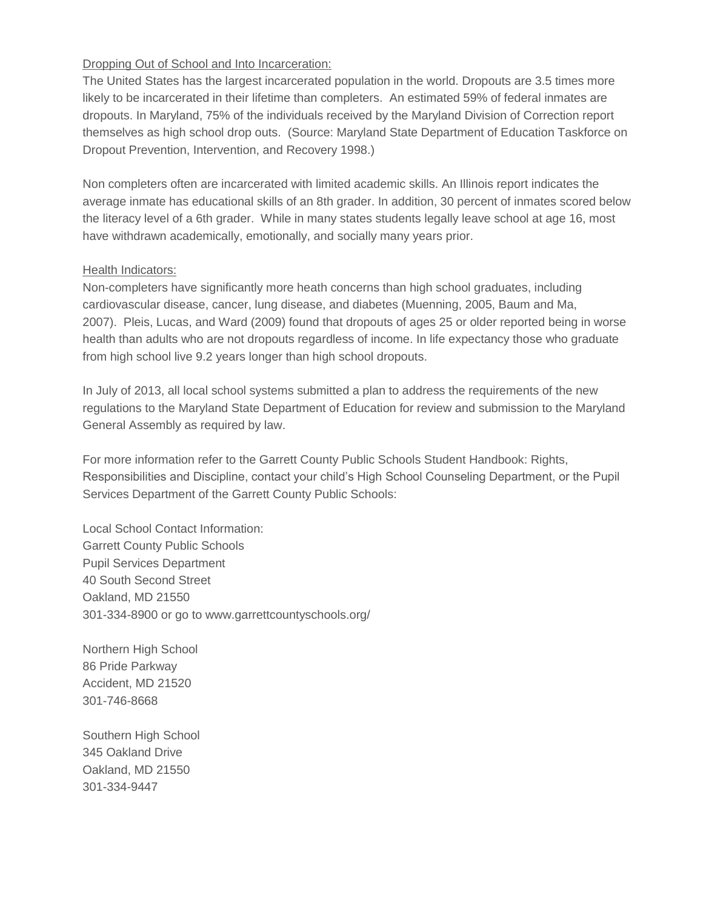Dropping Out of School and Into Incarceration:

The United States has the largest incarcerated population in the world. Dropouts are 3.5 times more likely to be incarcerated in their lifetime than completers. An estimated 59% of federal inmates are dropouts. In Maryland, 75% of the individuals received by the Maryland Division of Correction report themselves as high school drop outs. (Source: Maryland State Department of Education Taskforce on Dropout Prevention, Intervention, and Recovery 1998.)

Non completers often are incarcerated with limited academic skills. An Illinois report indicates the average inmate has educational skills of an 8th grader. In addition, 30 percent of inmates scored below the literacy level of a 6th grader. While in many states students legally leave school at age 16, most have withdrawn academically, emotionally, and socially many years prior.

Health Indicators:

Non-completers have significantly more heath concerns than high school graduates, including cardiovascular disease, cancer, lung disease, and diabetes (Muenning, 2005, Baum and Ma, 2007). Pleis, Lucas, and Ward (2009) found that dropouts of ages 25 or older reported being in worse health than adults who are not dropouts regardless of income. In life expectancy those who graduate from high school live 9.2 years longer than high school dropouts.

In July of 2013, all local school systems submitted a plan to address the requirements of the new regulations to the Maryland State Department of Education for review and submission to the Maryland General Assembly as required by law.

For more information refer to the Garrett County Public Schools Student Handbook: Rights, Responsibilities and Discipline, contact your child's High School Counseling Department, or the Pupil Services Department of the Garrett County Public Schools:

Local School Contact Information:
Garrett County Public Schools
Pupil Services Department
40 South Second Street
Oakland, MD 21550
301-334-8900 or go to www.garrettcountyschools.org/

Northern High School
86 Pride Parkway
Accident, MD 21520
301-746-8668

Southern High School
345 Oakland Drive
Oakland, MD 21550
301-334-9447